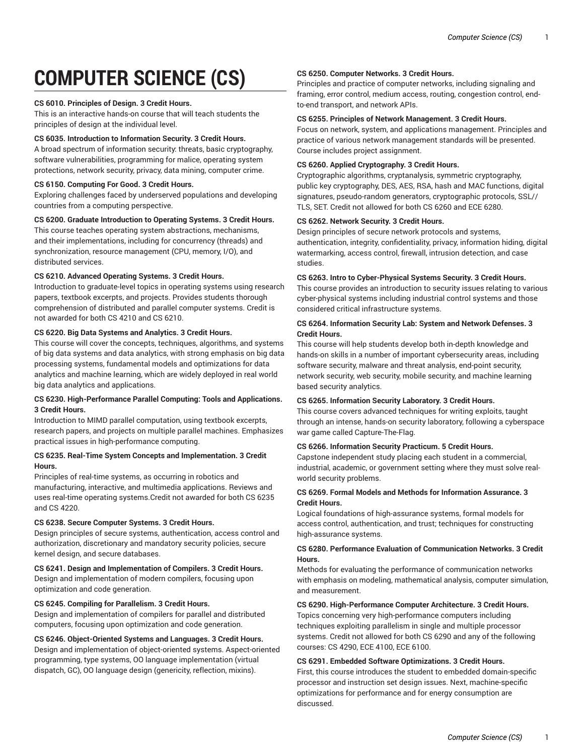# COMPUTER SCIENCE (CS)

**CS 6010. Principles of Design. 3 Credit Hours.**
This is an interactive hands-on course that will teach students the principles of design at the individual level.

**CS 6035. Introduction to Information Security. 3 Credit Hours.**
A broad spectrum of information security: threats, basic cryptography, software vulnerabilities, programming for malice, operating system protections, network security, privacy, data mining, computer crime.

**CS 6150. Computing For Good. 3 Credit Hours.**
Exploring challenges faced by underserved populations and developing countries from a computing perspective.

**CS 6200. Graduate Introduction to Operating Systems. 3 Credit Hours.**
This course teaches operating system abstractions, mechanisms, and their implementations, including for concurrency (threads) and synchronization, resource management (CPU, memory, I/O), and distributed services.

**CS 6210. Advanced Operating Systems. 3 Credit Hours.**
Introduction to graduate-level topics in operating systems using research papers, textbook excerpts, and projects. Provides students thorough comprehension of distributed and parallel computer systems. Credit is not awarded for both CS 4210 and CS 6210.

**CS 6220. Big Data Systems and Analytics. 3 Credit Hours.**
This course will cover the concepts, techniques, algorithms, and systems of big data systems and data analytics, with strong emphasis on big data processing systems, fundamental models and optimizations for data analytics and machine learning, which are widely deployed in real world big data analytics and applications.

**CS 6230. High-Performance Parallel Computing: Tools and Applications. 3 Credit Hours.**
Introduction to MIMD parallel computation, using textbook excerpts, research papers, and projects on multiple parallel machines. Emphasizes practical issues in high-performance computing.

**CS 6235. Real-Time System Concepts and Implementation. 3 Credit Hours.**
Principles of real-time systems, as occurring in robotics and manufacturing, interactive, and multimedia applications. Reviews and uses real-time operating systems.Credit not awarded for both CS 6235 and CS 4220.

**CS 6238. Secure Computer Systems. 3 Credit Hours.**
Design principles of secure systems, authentication, access control and authorization, discretionary and mandatory security policies, secure kernel design, and secure databases.

**CS 6241. Design and Implementation of Compilers. 3 Credit Hours.**
Design and implementation of modern compilers, focusing upon optimization and code generation.

**CS 6245. Compiling for Parallelism. 3 Credit Hours.**
Design and implementation of compilers for parallel and distributed computers, focusing upon optimization and code generation.

**CS 6246. Object-Oriented Systems and Languages. 3 Credit Hours.**
Design and implementation of object-oriented systems. Aspect-oriented programming, type systems, OO language implementation (virtual dispatch, GC), OO language design (genericity, reflection, mixins).

**CS 6250. Computer Networks. 3 Credit Hours.**
Principles and practice of computer networks, including signaling and framing, error control, medium access, routing, congestion control, end-to-end transport, and network APIs.

**CS 6255. Principles of Network Management. 3 Credit Hours.**
Focus on network, system, and applications management. Principles and practice of various network management standards will be presented. Course includes project assignment.

**CS 6260. Applied Cryptography. 3 Credit Hours.**
Cryptographic algorithms, cryptanalysis, symmetric cryptography, public key cryptography, DES, AES, RSA, hash and MAC functions, digital signatures, pseudo-random generators, cryptographic protocols, SSL//TLS, SET. Credit not allowed for both CS 6260 and ECE 6280.

**CS 6262. Network Security. 3 Credit Hours.**
Design principles of secure network protocols and systems, authentication, integrity, confidentiality, privacy, information hiding, digital watermarking, access control, firewall, intrusion detection, and case studies.

**CS 6263. Intro to Cyber-Physical Systems Security. 3 Credit Hours.**
This course provides an introduction to security issues relating to various cyber-physical systems including industrial control systems and those considered critical infrastructure systems.

**CS 6264. Information Security Lab: System and Network Defenses. 3 Credit Hours.**
This course will help students develop both in-depth knowledge and hands-on skills in a number of important cybersecurity areas, including software security, malware and threat analysis, end-point security, network security, web security, mobile security, and machine learning based security analytics.

**CS 6265. Information Security Laboratory. 3 Credit Hours.**
This course covers advanced techniques for writing exploits, taught through an intense, hands-on security laboratory, following a cyberspace war game called Capture-The-Flag.

**CS 6266. Information Security Practicum. 5 Credit Hours.**
Capstone independent study placing each student in a commercial, industrial, academic, or government setting where they must solve real-world security problems.

**CS 6269. Formal Models and Methods for Information Assurance. 3 Credit Hours.**
Logical foundations of high-assurance systems, formal models for access control, authentication, and trust; techniques for constructing high-assurance systems.

**CS 6280. Performance Evaluation of Communication Networks. 3 Credit Hours.**
Methods for evaluating the performance of communication networks with emphasis on modeling, mathematical analysis, computer simulation, and measurement.

**CS 6290. High-Performance Computer Architecture. 3 Credit Hours.**
Topics concerning very high-performance computers including techniques exploiting parallelism in single and multiple processor systems. Credit not allowed for both CS 6290 and any of the following courses: CS 4290, ECE 4100, ECE 6100.

**CS 6291. Embedded Software Optimizations. 3 Credit Hours.**
First, this course introduces the student to embedded domain-specific processor and instruction set design issues. Next, machine-specific optimizations for performance and for energy consumption are discussed.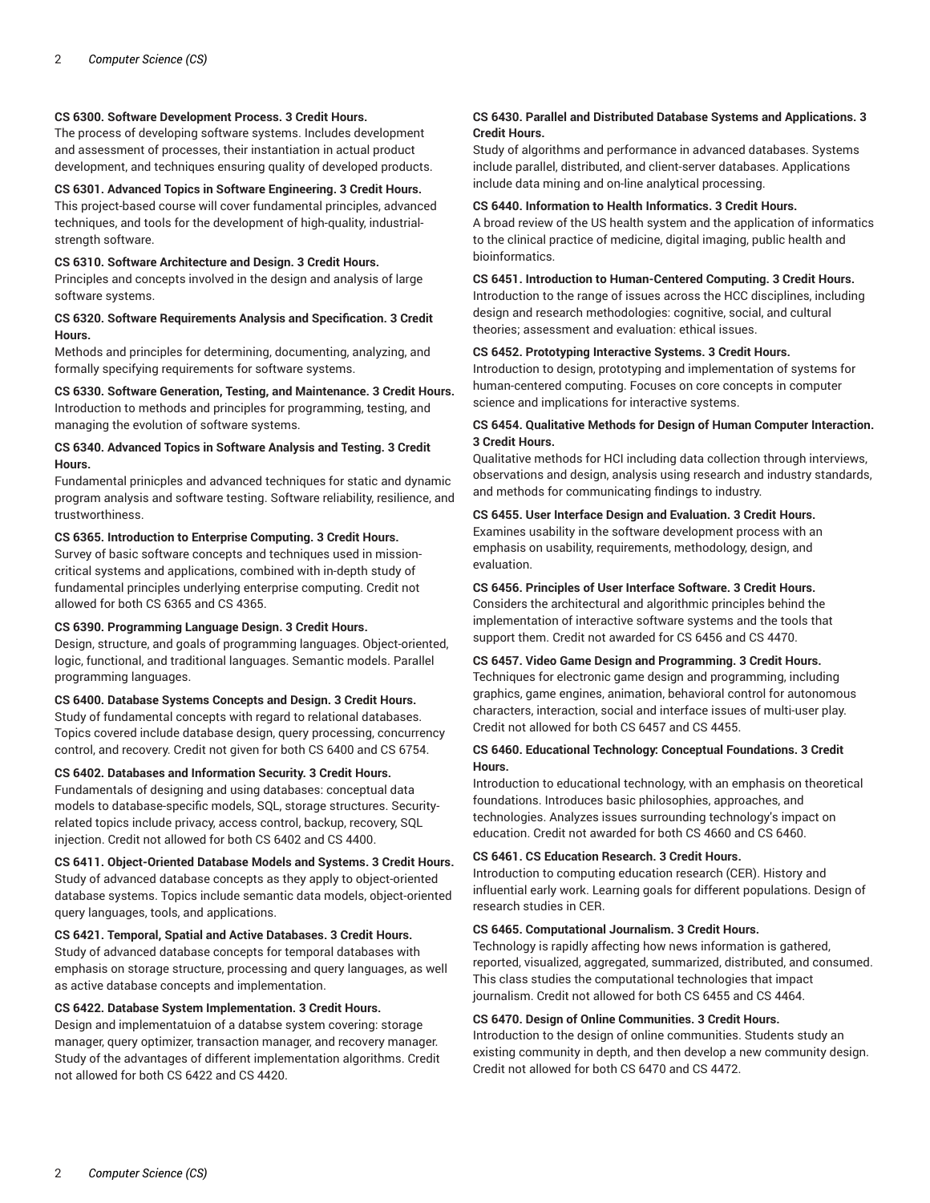**CS 6300. Software Development Process. 3 Credit Hours.**
The process of developing software systems. Includes development and assessment of processes, their instantiation in actual product development, and techniques ensuring quality of developed products.

**CS 6301. Advanced Topics in Software Engineering. 3 Credit Hours.**
This project-based course will cover fundamental principles, advanced techniques, and tools for the development of high-quality, industrial-strength software.

**CS 6310. Software Architecture and Design. 3 Credit Hours.**
Principles and concepts involved in the design and analysis of large software systems.

**CS 6320. Software Requirements Analysis and Specification. 3 Credit Hours.**
Methods and principles for determining, documenting, analyzing, and formally specifying requirements for software systems.

**CS 6330. Software Generation, Testing, and Maintenance. 3 Credit Hours.**
Introduction to methods and principles for programming, testing, and managing the evolution of software systems.

**CS 6340. Advanced Topics in Software Analysis and Testing. 3 Credit Hours.**
Fundamental prinicples and advanced techniques for static and dynamic program analysis and software testing. Software reliability, resilience, and trustworthiness.

**CS 6365. Introduction to Enterprise Computing. 3 Credit Hours.**
Survey of basic software concepts and techniques used in mission-critical systems and applications, combined with in-depth study of fundamental principles underlying enterprise computing. Credit not allowed for both CS 6365 and CS 4365.

**CS 6390. Programming Language Design. 3 Credit Hours.**
Design, structure, and goals of programming languages. Object-oriented, logic, functional, and traditional languages. Semantic models. Parallel programming languages.

**CS 6400. Database Systems Concepts and Design. 3 Credit Hours.**
Study of fundamental concepts with regard to relational databases. Topics covered include database design, query processing, concurrency control, and recovery. Credit not given for both CS 6400 and CS 6754.

**CS 6402. Databases and Information Security. 3 Credit Hours.**
Fundamentals of designing and using databases: conceptual data models to database-specific models, SQL, storage structures. Security-related topics include privacy, access control, backup, recovery, SQL injection. Credit not allowed for both CS 6402 and CS 4400.

**CS 6411. Object-Oriented Database Models and Systems. 3 Credit Hours.**
Study of advanced database concepts as they apply to object-oriented database systems. Topics include semantic data models, object-oriented query languages, tools, and applications.

**CS 6421. Temporal, Spatial and Active Databases. 3 Credit Hours.**
Study of advanced database concepts for temporal databases with emphasis on storage structure, processing and query languages, as well as active database concepts and implementation.

**CS 6422. Database System Implementation. 3 Credit Hours.**
Design and implementatuion of a databse system covering: storage manager, query optimizer, transaction manager, and recovery manager. Study of the advantages of different implementation algorithms. Credit not allowed for both CS 6422 and CS 4420.

**CS 6430. Parallel and Distributed Database Systems and Applications. 3 Credit Hours.**
Study of algorithms and performance in advanced databases. Systems include parallel, distributed, and client-server databases. Applications include data mining and on-line analytical processing.

**CS 6440. Information to Health Informatics. 3 Credit Hours.**
A broad review of the US health system and the application of informatics to the clinical practice of medicine, digital imaging, public health and bioinformatics.

**CS 6451. Introduction to Human-Centered Computing. 3 Credit Hours.**
Introduction to the range of issues across the HCC disciplines, including design and research methodologies: cognitive, social, and cultural theories; assessment and evaluation: ethical issues.

**CS 6452. Prototyping Interactive Systems. 3 Credit Hours.**
Introduction to design, prototyping and implementation of systems for human-centered computing. Focuses on core concepts in computer science and implications for interactive systems.

**CS 6454. Qualitative Methods for Design of Human Computer Interaction. 3 Credit Hours.**
Qualitative methods for HCI including data collection through interviews, observations and design, analysis using research and industry standards, and methods for communicating findings to industry.

**CS 6455. User Interface Design and Evaluation. 3 Credit Hours.**
Examines usability in the software development process with an emphasis on usability, requirements, methodology, design, and evaluation.

**CS 6456. Principles of User Interface Software. 3 Credit Hours.**
Considers the architectural and algorithmic principles behind the implementation of interactive software systems and the tools that support them. Credit not awarded for CS 6456 and CS 4470.

**CS 6457. Video Game Design and Programming. 3 Credit Hours.**
Techniques for electronic game design and programming, including graphics, game engines, animation, behavioral control for autonomous characters, interaction, social and interface issues of multi-user play. Credit not allowed for both CS 6457 and CS 4455.

**CS 6460. Educational Technology: Conceptual Foundations. 3 Credit Hours.**
Introduction to educational technology, with an emphasis on theoretical foundations. Introduces basic philosophies, approaches, and technologies. Analyzes issues surrounding technology's impact on education. Credit not awarded for both CS 4660 and CS 6460.

**CS 6461. CS Education Research. 3 Credit Hours.**
Introduction to computing education research (CER). History and influential early work. Learning goals for different populations. Design of research studies in CER.

**CS 6465. Computational Journalism. 3 Credit Hours.**
Technology is rapidly affecting how news information is gathered, reported, visualized, aggregated, summarized, distributed, and consumed. This class studies the computational technologies that impact journalism. Credit not allowed for both CS 6455 and CS 4464.

**CS 6470. Design of Online Communities. 3 Credit Hours.**
Introduction to the design of online communities. Students study an existing community in depth, and then develop a new community design. Credit not allowed for both CS 6470 and CS 4472.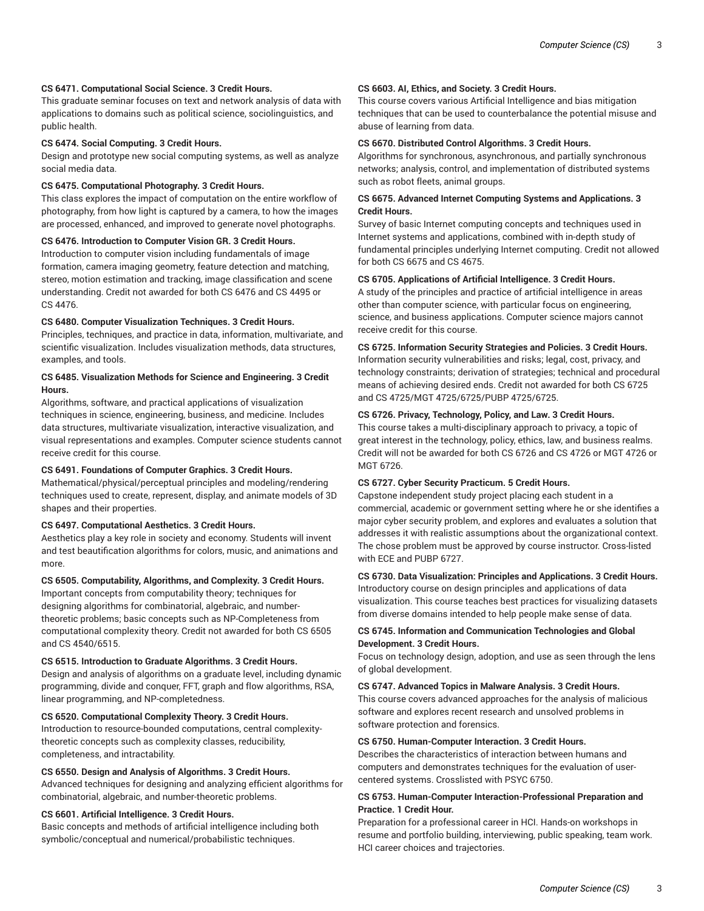**CS 6471. Computational Social Science. 3 Credit Hours.**
This graduate seminar focuses on text and network analysis of data with applications to domains such as political science, sociolinguistics, and public health.

**CS 6474. Social Computing. 3 Credit Hours.**
Design and prototype new social computing systems, as well as analyze social media data.

**CS 6475. Computational Photography. 3 Credit Hours.**
This class explores the impact of computation on the entire workflow of photography, from how light is captured by a camera, to how the images are processed, enhanced, and improved to generate novel photographs.

**CS 6476. Introduction to Computer Vision GR. 3 Credit Hours.**
Introduction to computer vision including fundamentals of image formation, camera imaging geometry, feature detection and matching, stereo, motion estimation and tracking, image classification and scene understanding. Credit not awarded for both CS 6476 and CS 4495 or CS 4476.

**CS 6480. Computer Visualization Techniques. 3 Credit Hours.**
Principles, techniques, and practice in data, information, multivariate, and scientific visualization. Includes visualization methods, data structures, examples, and tools.

**CS 6485. Visualization Methods for Science and Engineering. 3 Credit Hours.**
Algorithms, software, and practical applications of visualization techniques in science, engineering, business, and medicine. Includes data structures, multivariate visualization, interactive visualization, and visual representations and examples. Computer science students cannot receive credit for this course.

**CS 6491. Foundations of Computer Graphics. 3 Credit Hours.**
Mathematical/physical/perceptual principles and modeling/rendering techniques used to create, represent, display, and animate models of 3D shapes and their properties.

**CS 6497. Computational Aesthetics. 3 Credit Hours.**
Aesthetics play a key role in society and economy. Students will invent and test beautification algorithms for colors, music, and animations and more.

**CS 6505. Computability, Algorithms, and Complexity. 3 Credit Hours.**
Important concepts from computability theory; techniques for designing algorithms for combinatorial, algebraic, and number-theoretic problems; basic concepts such as NP-Completeness from computational complexity theory. Credit not awarded for both CS 6505 and CS 4540/6515.

**CS 6515. Introduction to Graduate Algorithms. 3 Credit Hours.**
Design and analysis of algorithms on a graduate level, including dynamic programming, divide and conquer, FFT, graph and flow algorithms, RSA, linear programming, and NP-completedness.

**CS 6520. Computational Complexity Theory. 3 Credit Hours.**
Introduction to resource-bounded computations, central complexity-theoretic concepts such as complexity classes, reducibility, completeness, and intractability.

**CS 6550. Design and Analysis of Algorithms. 3 Credit Hours.**
Advanced techniques for designing and analyzing efficient algorithms for combinatorial, algebraic, and number-theoretic problems.

**CS 6601. Artificial Intelligence. 3 Credit Hours.**
Basic concepts and methods of artificial intelligence including both symbolic/conceptual and numerical/probabilistic techniques.

**CS 6603. AI, Ethics, and Society. 3 Credit Hours.**
This course covers various Artificial Intelligence and bias mitigation techniques that can be used to counterbalance the potential misuse and abuse of learning from data.

**CS 6670. Distributed Control Algorithms. 3 Credit Hours.**
Algorithms for synchronous, asynchronous, and partially synchronous networks; analysis, control, and implementation of distributed systems such as robot fleets, animal groups.

**CS 6675. Advanced Internet Computing Systems and Applications. 3 Credit Hours.**
Survey of basic Internet computing concepts and techniques used in Internet systems and applications, combined with in-depth study of fundamental principles underlying Internet computing. Credit not allowed for both CS 6675 and CS 4675.

**CS 6705. Applications of Artificial Intelligence. 3 Credit Hours.**
A study of the principles and practice of artificial intelligence in areas other than computer science, with particular focus on engineering, science, and business applications. Computer science majors cannot receive credit for this course.

**CS 6725. Information Security Strategies and Policies. 3 Credit Hours.**
Information security vulnerabilities and risks; legal, cost, privacy, and technology constraints; derivation of strategies; technical and procedural means of achieving desired ends. Credit not awarded for both CS 6725 and CS 4725/MGT 4725/6725/PUBP 4725/6725.

**CS 6726. Privacy, Technology, Policy, and Law. 3 Credit Hours.**
This course takes a multi-disciplinary approach to privacy, a topic of great interest in the technology, policy, ethics, law, and business realms. Credit will not be awarded for both CS 6726 and CS 4726 or MGT 4726 or MGT 6726.

**CS 6727. Cyber Security Practicum. 5 Credit Hours.**
Capstone independent study project placing each student in a commercial, academic or government setting where he or she identifies a major cyber security problem, and explores and evaluates a solution that addresses it with realistic assumptions about the organizational context. The chose problem must be approved by course instructor. Cross-listed with ECE and PUBP 6727.

**CS 6730. Data Visualization: Principles and Applications. 3 Credit Hours.**
Introductory course on design principles and applications of data visualization. This course teaches best practices for visualizing datasets from diverse domains intended to help people make sense of data.

**CS 6745. Information and Communication Technologies and Global Development. 3 Credit Hours.**
Focus on technology design, adoption, and use as seen through the lens of global development.

**CS 6747. Advanced Topics in Malware Analysis. 3 Credit Hours.**
This course covers advanced approaches for the analysis of malicious software and explores recent research and unsolved problems in software protection and forensics.

**CS 6750. Human-Computer Interaction. 3 Credit Hours.**
Describes the characteristics of interaction between humans and computers and demonstrates techniques for the evaluation of user-centered systems. Crosslisted with PSYC 6750.

**CS 6753. Human-Computer Interaction-Professional Preparation and Practice. 1 Credit Hour.**
Preparation for a professional career in HCI. Hands-on workshops in resume and portfolio building, interviewing, public speaking, team work. HCI career choices and trajectories.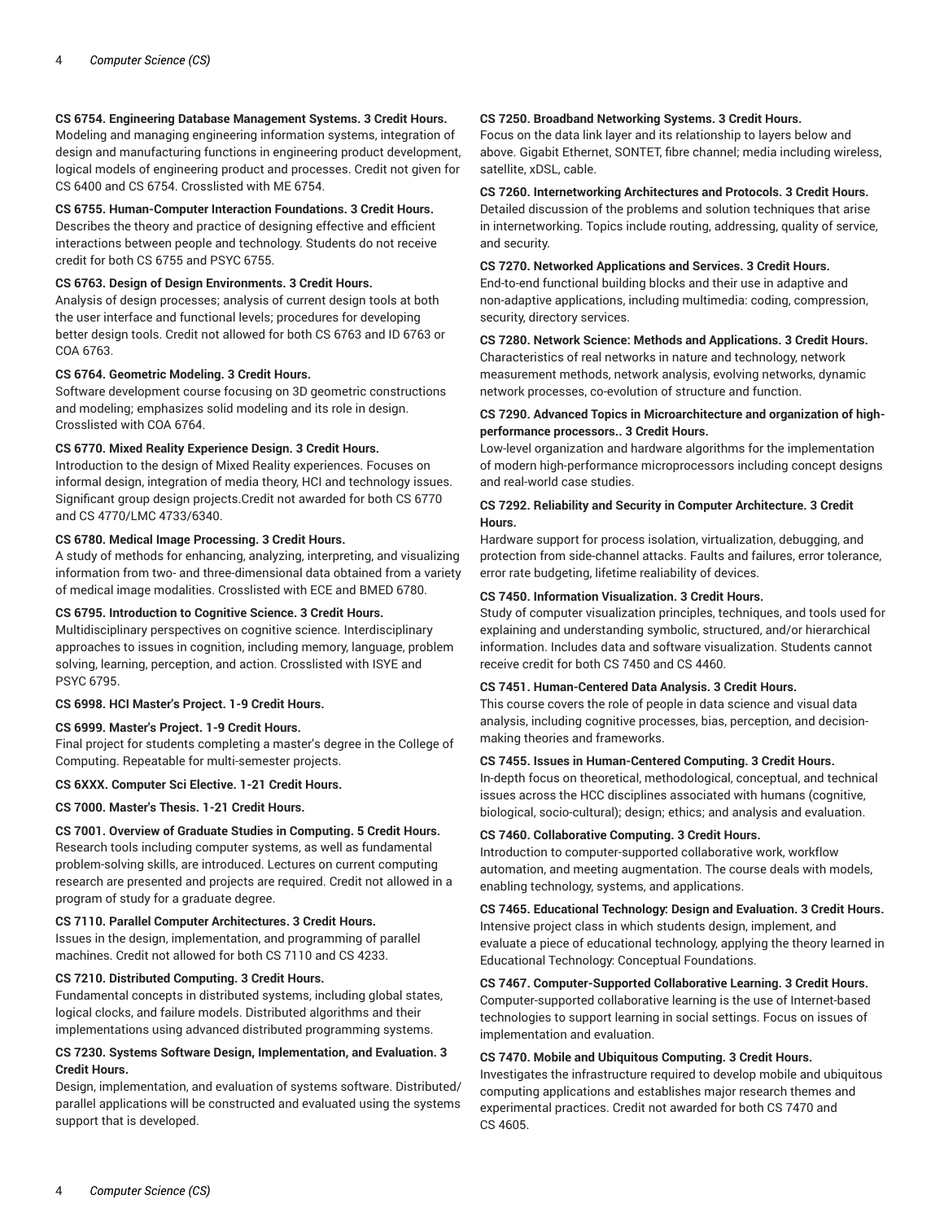**CS 6754. Engineering Database Management Systems. 3 Credit Hours.**
Modeling and managing engineering information systems, integration of design and manufacturing functions in engineering product development, logical models of engineering product and processes. Credit not given for CS 6400 and CS 6754. Crosslisted with ME 6754.

**CS 6755. Human-Computer Interaction Foundations. 3 Credit Hours.**
Describes the theory and practice of designing effective and efficient interactions between people and technology. Students do not receive credit for both CS 6755 and PSYC 6755.

**CS 6763. Design of Design Environments. 3 Credit Hours.**
Analysis of design processes; analysis of current design tools at both the user interface and functional levels; procedures for developing better design tools. Credit not allowed for both CS 6763 and ID 6763 or COA 6763.

**CS 6764. Geometric Modeling. 3 Credit Hours.**
Software development course focusing on 3D geometric constructions and modeling; emphasizes solid modeling and its role in design. Crosslisted with COA 6764.

**CS 6770. Mixed Reality Experience Design. 3 Credit Hours.**
Introduction to the design of Mixed Reality experiences. Focuses on informal design, integration of media theory, HCI and technology issues. Significant group design projects.Credit not awarded for both CS 6770 and CS 4770/LMC 4733/6340.

**CS 6780. Medical Image Processing. 3 Credit Hours.**
A study of methods for enhancing, analyzing, interpreting, and visualizing information from two- and three-dimensional data obtained from a variety of medical image modalities. Crosslisted with ECE and BMED 6780.

**CS 6795. Introduction to Cognitive Science. 3 Credit Hours.**
Multidisciplinary perspectives on cognitive science. Interdisciplinary approaches to issues in cognition, including memory, language, problem solving, learning, perception, and action. Crosslisted with ISYE and PSYC 6795.

**CS 6998. HCI Master's Project. 1-9 Credit Hours.**

**CS 6999. Master's Project. 1-9 Credit Hours.**
Final project for students completing a master's degree in the College of Computing. Repeatable for multi-semester projects.

**CS 6XXX. Computer Sci Elective. 1-21 Credit Hours.**

**CS 7000. Master's Thesis. 1-21 Credit Hours.**

**CS 7001. Overview of Graduate Studies in Computing. 5 Credit Hours.**
Research tools including computer systems, as well as fundamental problem-solving skills, are introduced. Lectures on current computing research are presented and projects are required. Credit not allowed in a program of study for a graduate degree.

**CS 7110. Parallel Computer Architectures. 3 Credit Hours.**
Issues in the design, implementation, and programming of parallel machines. Credit not allowed for both CS 7110 and CS 4233.

**CS 7210. Distributed Computing. 3 Credit Hours.**
Fundamental concepts in distributed systems, including global states, logical clocks, and failure models. Distributed algorithms and their implementations using advanced distributed programming systems.

**CS 7230. Systems Software Design, Implementation, and Evaluation. 3 Credit Hours.**
Design, implementation, and evaluation of systems software. Distributed/parallel applications will be constructed and evaluated using the systems support that is developed.

**CS 7250. Broadband Networking Systems. 3 Credit Hours.**
Focus on the data link layer and its relationship to layers below and above. Gigabit Ethernet, SONTET, fibre channel; media including wireless, satellite, xDSL, cable.

**CS 7260. Internetworking Architectures and Protocols. 3 Credit Hours.**
Detailed discussion of the problems and solution techniques that arise in internetworking. Topics include routing, addressing, quality of service, and security.

**CS 7270. Networked Applications and Services. 3 Credit Hours.**
End-to-end functional building blocks and their use in adaptive and non-adaptive applications, including multimedia: coding, compression, security, directory services.

**CS 7280. Network Science: Methods and Applications. 3 Credit Hours.**
Characteristics of real networks in nature and technology, network measurement methods, network analysis, evolving networks, dynamic network processes, co-evolution of structure and function.

**CS 7290. Advanced Topics in Microarchitecture and organization of high-performance processors.. 3 Credit Hours.**
Low-level organization and hardware algorithms for the implementation of modern high-performance microprocessors including concept designs and real-world case studies.

**CS 7292. Reliability and Security in Computer Architecture. 3 Credit Hours.**
Hardware support for process isolation, virtualization, debugging, and protection from side-channel attacks. Faults and failures, error tolerance, error rate budgeting, lifetime realiability of devices.

**CS 7450. Information Visualization. 3 Credit Hours.**
Study of computer visualization principles, techniques, and tools used for explaining and understanding symbolic, structured, and/or hierarchical information. Includes data and software visualization. Students cannot receive credit for both CS 7450 and CS 4460.

**CS 7451. Human-Centered Data Analysis. 3 Credit Hours.**
This course covers the role of people in data science and visual data analysis, including cognitive processes, bias, perception, and decision-making theories and frameworks.

**CS 7455. Issues in Human-Centered Computing. 3 Credit Hours.**
In-depth focus on theoretical, methodological, conceptual, and technical issues across the HCC disciplines associated with humans (cognitive, biological, socio-cultural); design; ethics; and analysis and evaluation.

**CS 7460. Collaborative Computing. 3 Credit Hours.**
Introduction to computer-supported collaborative work, workflow automation, and meeting augmentation. The course deals with models, enabling technology, systems, and applications.

**CS 7465. Educational Technology: Design and Evaluation. 3 Credit Hours.**
Intensive project class in which students design, implement, and evaluate a piece of educational technology, applying the theory learned in Educational Technology: Conceptual Foundations.

**CS 7467. Computer-Supported Collaborative Learning. 3 Credit Hours.**
Computer-supported collaborative learning is the use of Internet-based technologies to support learning in social settings. Focus on issues of implementation and evaluation.

**CS 7470. Mobile and Ubiquitous Computing. 3 Credit Hours.**
Investigates the infrastructure required to develop mobile and ubiquitous computing applications and establishes major research themes and experimental practices. Credit not awarded for both CS 7470 and CS 4605.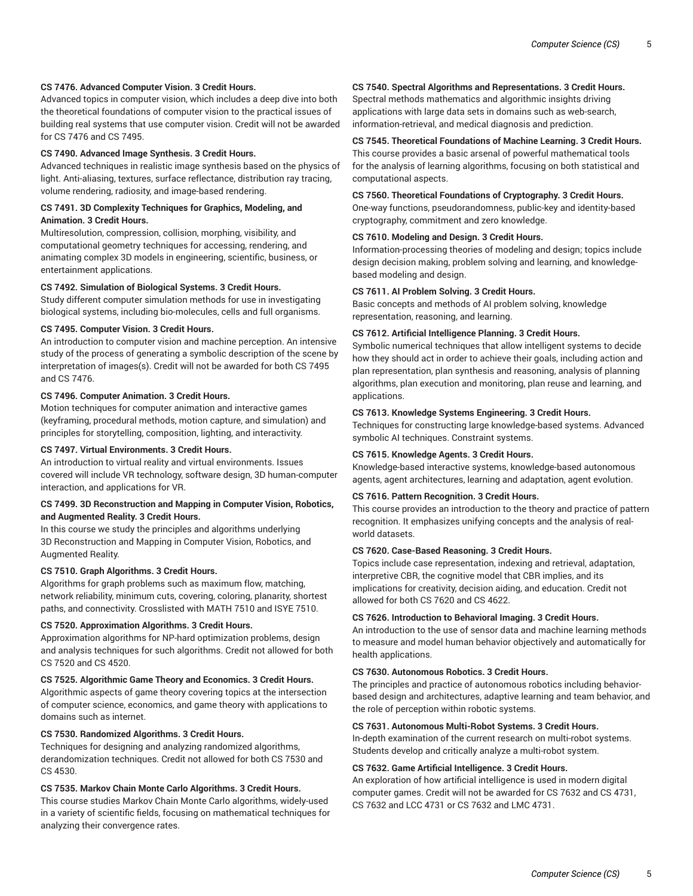**CS 7476. Advanced Computer Vision. 3 Credit Hours.**
Advanced topics in computer vision, which includes a deep dive into both the theoretical foundations of computer vision to the practical issues of building real systems that use computer vision. Credit will not be awarded for CS 7476 and CS 7495.

**CS 7490. Advanced Image Synthesis. 3 Credit Hours.**
Advanced techniques in realistic image synthesis based on the physics of light. Anti-aliasing, textures, surface reflectance, distribution ray tracing, volume rendering, radiosity, and image-based rendering.

**CS 7491. 3D Complexity Techniques for Graphics, Modeling, and Animation. 3 Credit Hours.**
Multiresolution, compression, collision, morphing, visibility, and computational geometry techniques for accessing, rendering, and animating complex 3D models in engineering, scientific, business, or entertainment applications.

**CS 7492. Simulation of Biological Systems. 3 Credit Hours.**
Study different computer simulation methods for use in investigating biological systems, including bio-molecules, cells and full organisms.

**CS 7495. Computer Vision. 3 Credit Hours.**
An introduction to computer vision and machine perception. An intensive study of the process of generating a symbolic description of the scene by interpretation of images(s). Credit will not be awarded for both CS 7495 and CS 7476.

**CS 7496. Computer Animation. 3 Credit Hours.**
Motion techniques for computer animation and interactive games (keyframing, procedural methods, motion capture, and simulation) and principles for storytelling, composition, lighting, and interactivity.

**CS 7497. Virtual Environments. 3 Credit Hours.**
An introduction to virtual reality and virtual environments. Issues covered will include VR technology, software design, 3D human-computer interaction, and applications for VR.

**CS 7499. 3D Reconstruction and Mapping in Computer Vision, Robotics, and Augmented Reality. 3 Credit Hours.**
In this course we study the principles and algorithms underlying 3D Reconstruction and Mapping in Computer Vision, Robotics, and Augmented Reality.

**CS 7510. Graph Algorithms. 3 Credit Hours.**
Algorithms for graph problems such as maximum flow, matching, network reliability, minimum cuts, covering, coloring, planarity, shortest paths, and connectivity. Crosslisted with MATH 7510 and ISYE 7510.

**CS 7520. Approximation Algorithms. 3 Credit Hours.**
Approximation algorithms for NP-hard optimization problems, design and analysis techniques for such algorithms. Credit not allowed for both CS 7520 and CS 4520.

**CS 7525. Algorithmic Game Theory and Economics. 3 Credit Hours.**
Algorithmic aspects of game theory covering topics at the intersection of computer science, economics, and game theory with applications to domains such as internet.

**CS 7530. Randomized Algorithms. 3 Credit Hours.**
Techniques for designing and analyzing randomized algorithms, derandomization techniques. Credit not allowed for both CS 7530 and CS 4530.

**CS 7535. Markov Chain Monte Carlo Algorithms. 3 Credit Hours.**
This course studies Markov Chain Monte Carlo algorithms, widely-used in a variety of scientific fields, focusing on mathematical techniques for analyzing their convergence rates.

**CS 7540. Spectral Algorithms and Representations. 3 Credit Hours.**
Spectral methods mathematics and algorithmic insights driving applications with large data sets in domains such as web-search, information-retrieval, and medical diagnosis and prediction.

**CS 7545. Theoretical Foundations of Machine Learning. 3 Credit Hours.**
This course provides a basic arsenal of powerful mathematical tools for the analysis of learning algorithms, focusing on both statistical and computational aspects.

**CS 7560. Theoretical Foundations of Cryptography. 3 Credit Hours.**
One-way functions, pseudorandomness, public-key and identity-based cryptography, commitment and zero knowledge.

**CS 7610. Modeling and Design. 3 Credit Hours.**
Information-processing theories of modeling and design; topics include design decision making, problem solving and learning, and knowledge-based modeling and design.

**CS 7611. AI Problem Solving. 3 Credit Hours.**
Basic concepts and methods of AI problem solving, knowledge representation, reasoning, and learning.

**CS 7612. Artificial Intelligence Planning. 3 Credit Hours.**
Symbolic numerical techniques that allow intelligent systems to decide how they should act in order to achieve their goals, including action and plan representation, plan synthesis and reasoning, analysis of planning algorithms, plan execution and monitoring, plan reuse and learning, and applications.

**CS 7613. Knowledge Systems Engineering. 3 Credit Hours.**
Techniques for constructing large knowledge-based systems. Advanced symbolic AI techniques. Constraint systems.

**CS 7615. Knowledge Agents. 3 Credit Hours.**
Knowledge-based interactive systems, knowledge-based autonomous agents, agent architectures, learning and adaptation, agent evolution.

**CS 7616. Pattern Recognition. 3 Credit Hours.**
This course provides an introduction to the theory and practice of pattern recognition. It emphasizes unifying concepts and the analysis of real-world datasets.

**CS 7620. Case-Based Reasoning. 3 Credit Hours.**
Topics include case representation, indexing and retrieval, adaptation, interpretive CBR, the cognitive model that CBR implies, and its implications for creativity, decision aiding, and education. Credit not allowed for both CS 7620 and CS 4622.

**CS 7626. Introduction to Behavioral Imaging. 3 Credit Hours.**
An introduction to the use of sensor data and machine learning methods to measure and model human behavior objectively and automatically for health applications.

**CS 7630. Autonomous Robotics. 3 Credit Hours.**
The principles and practice of autonomous robotics including behavior-based design and architectures, adaptive learning and team behavior, and the role of perception within robotic systems.

**CS 7631. Autonomous Multi-Robot Systems. 3 Credit Hours.**
In-depth examination of the current research on multi-robot systems. Students develop and critically analyze a multi-robot system.

**CS 7632. Game Artificial Intelligence. 3 Credit Hours.**
An exploration of how artificial intelligence is used in modern digital computer games. Credit will not be awarded for CS 7632 and CS 4731, CS 7632 and LCC 4731 or CS 7632 and LMC 4731.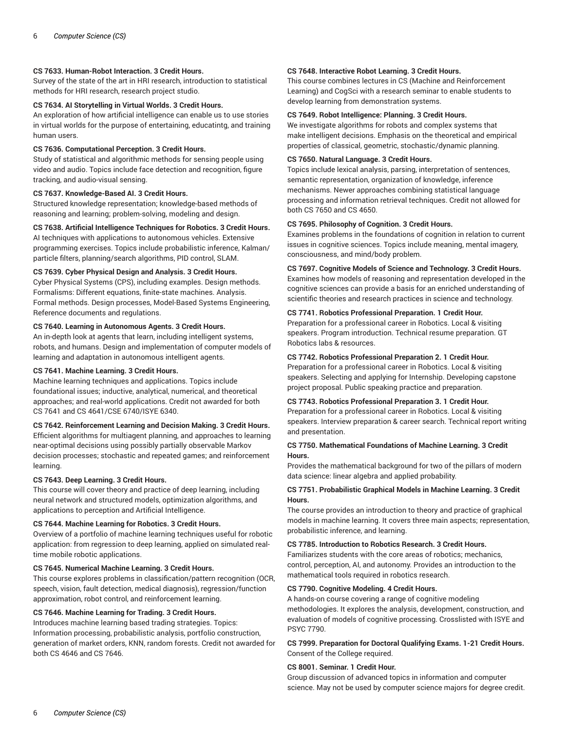**CS 7633. Human-Robot Interaction. 3 Credit Hours.**
Survey of the state of the art in HRI research, introduction to statistical methods for HRI research, research project studio.

**CS 7634. AI Storytelling in Virtual Worlds. 3 Credit Hours.**
An exploration of how artificial intelligence can enable us to use stories in virtual worlds for the purpose of entertaining, educatintg, and training human users.

**CS 7636. Computational Perception. 3 Credit Hours.**
Study of statistical and algorithmic methods for sensing people using video and audio. Topics include face detection and recognition, figure tracking, and audio-visual sensing.

**CS 7637. Knowledge-Based AI. 3 Credit Hours.**
Structured knowledge representation; knowledge-based methods of reasoning and learning; problem-solving, modeling and design.

**CS 7638. Artificial Intelligence Techniques for Robotics. 3 Credit Hours.**
AI techniques with applications to autonomous vehicles. Extensive programming exercises. Topics include probabilistic inference, Kalman/particle filters, planning/search algorithms, PID control, SLAM.

**CS 7639. Cyber Physical Design and Analysis. 3 Credit Hours.**
Cyber Physical Systems (CPS), including examples. Design methods. Formalisms: Different equations, finite-state machines. Analysis. Formal methods. Design processes, Model-Based Systems Engineering, Reference documents and regulations.

**CS 7640. Learning in Autonomous Agents. 3 Credit Hours.**
An in-depth look at agents that learn, including intelligent systems, robots, and humans. Design and implementation of computer models of learning and adaptation in autonomous intelligent agents.

**CS 7641. Machine Learning. 3 Credit Hours.**
Machine learning techniques and applications. Topics include foundational issues; inductive, analytical, numerical, and theoretical approaches; and real-world applications. Credit not awarded for both CS 7641 and CS 4641/CSE 6740/ISYE 6340.

**CS 7642. Reinforcement Learning and Decision Making. 3 Credit Hours.**
Efficient algorithms for multiagent planning, and approaches to learning near-optimal decisions using possibly partially observable Markov decision processes; stochastic and repeated games; and reinforcement learning.

**CS 7643. Deep Learning. 3 Credit Hours.**
This course will cover theory and practice of deep learning, including neural network and structured models, optimization algorithms, and applications to perception and Artificial Intelligence.

**CS 7644. Machine Learning for Robotics. 3 Credit Hours.**
Overview of a portfolio of machine learning techniques useful for robotic application: from regression to deep learning, applied on simulated real-time mobile robotic applications.

**CS 7645. Numerical Machine Learning. 3 Credit Hours.**
This course explores problems in classification/pattern recognition (OCR, speech, vision, fault detection, medical diagnosis), regression/function approximation, robot control, and reinforcement learning.

**CS 7646. Machine Learning for Trading. 3 Credit Hours.**
Introduces machine learning based trading strategies. Topics: Information processing, probabilistic analysis, portfolio construction, generation of market orders, KNN, random forests. Credit not awarded for both CS 4646 and CS 7646.

**CS 7648. Interactive Robot Learning. 3 Credit Hours.**
This course combines lectures in CS (Machine and Reinforcement Learning) and CogSci with a research seminar to enable students to develop learning from demonstration systems.

**CS 7649. Robot Intelligence: Planning. 3 Credit Hours.**
We investigate algorithms for robots and complex systems that make intelligent decisions. Emphasis on the theoretical and empirical properties of classical, geometric, stochastic/dynamic planning.

**CS 7650. Natural Language. 3 Credit Hours.**
Topics include lexical analysis, parsing, interpretation of sentences, semantic representation, organization of knowledge, inference mechanisms. Newer approaches combining statistical language processing and information retrieval techniques. Credit not allowed for both CS 7650 and CS 4650.

**CS 7695. Philosophy of Cognition. 3 Credit Hours.**
Examines problems in the foundations of cognition in relation to current issues in cognitive sciences. Topics include meaning, mental imagery, consciousness, and mind/body problem.

**CS 7697. Cognitive Models of Science and Technology. 3 Credit Hours.**
Examines how models of reasoning and representation developed in the cognitive sciences can provide a basis for an enriched understanding of scientific theories and research practices in science and technology.

**CS 7741. Robotics Professional Preparation. 1 Credit Hour.**
Preparation for a professional career in Robotics. Local & visiting speakers. Program introduction. Technical resume preparation. GT Robotics labs & resources.

**CS 7742. Robotics Professional Preparation 2. 1 Credit Hour.**
Preparation for a professional career in Robotics. Local & visiting speakers. Selecting and applying for Internship. Developing capstone project proposal. Public speaking practice and preparation.

**CS 7743. Robotics Professional Preparation 3. 1 Credit Hour.**
Preparation for a professional career in Robotics. Local & visiting speakers. Interview preparation & career search. Technical report writing and presentation.

**CS 7750. Mathematical Foundations of Machine Learning. 3 Credit Hours.**
Provides the mathematical background for two of the pillars of modern data science: linear algebra and applied probability.

**CS 7751. Probabilistic Graphical Models in Machine Learning. 3 Credit Hours.**
The course provides an introduction to theory and practice of graphical models in machine learning. It covers three main aspects; representation, probabilistic inference, and learning.

**CS 7785. Introduction to Robotics Research. 3 Credit Hours.**
Familiarizes students with the core areas of robotics; mechanics, control, perception, AI, and autonomy. Provides an introduction to the mathematical tools required in robotics research.

**CS 7790. Cognitive Modeling. 4 Credit Hours.**
A hands-on course covering a range of cognitive modeling methodologies. It explores the analysis, development, construction, and evaluation of models of cognitive processing. Crosslisted with ISYE and PSYC 7790.

**CS 7999. Preparation for Doctoral Qualifying Exams. 1-21 Credit Hours.**
Consent of the College required.

**CS 8001. Seminar. 1 Credit Hour.**
Group discussion of advanced topics in information and computer science. May not be used by computer science majors for degree credit.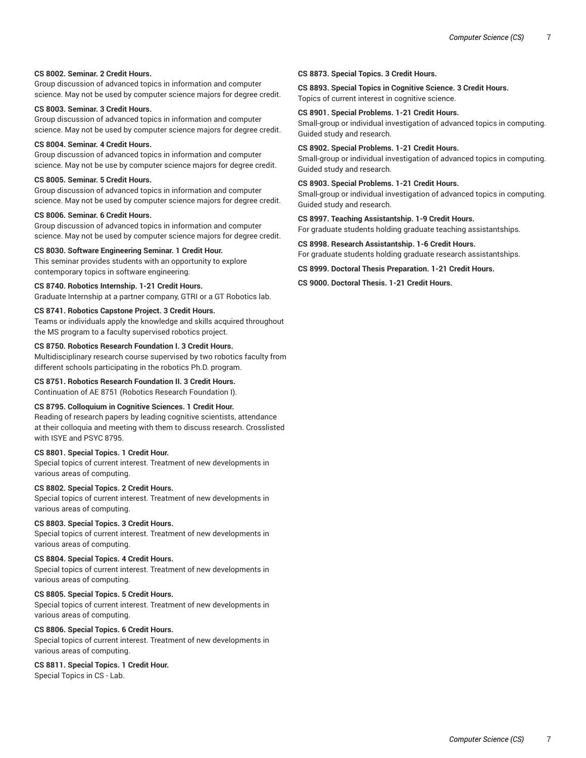**CS 8002. Seminar. 2 Credit Hours.**
Group discussion of advanced topics in information and computer science. May not be used by computer science majors for degree credit.

**CS 8003. Seminar. 3 Credit Hours.**
Group discussion of advanced topics in information and computer science. May not be used by computer science majors for degree credit.

**CS 8004. Seminar. 4 Credit Hours.**
Group discussion of advanced topics in information and computer science. May not be use by computer science majors for degree credit.

**CS 8005. Seminar. 5 Credit Hours.**
Group discussion of advanced topics in information and computer science. May not be used by computer science majors for degree credit.

**CS 8006. Seminar. 6 Credit Hours.**
Group discussion of advanced topics in information and computer science. May not be used by computer science majors for degree credit.

**CS 8030. Software Engineering Seminar. 1 Credit Hour.**
This seminar provides students with an opportunity to explore contemporary topics in software engineering.

**CS 8740. Robotics Internship. 1-21 Credit Hours.**
Graduate Internship at a partner company, GTRI or a GT Robotics lab.

**CS 8741. Robotics Capstone Project. 3 Credit Hours.**
Teams or individuals apply the knowledge and skills acquired throughout the MS program to a faculty supervised robotics project.

**CS 8750. Robotics Research Foundation I. 3 Credit Hours.**
Multidisciplinary research course supervised by two robotics faculty from different schools participating in the robotics Ph.D. program.

**CS 8751. Robotics Research Foundation II. 3 Credit Hours.**
Continuation of AE 8751 (Robotics Research Foundation I).

**CS 8795. Colloquium in Cognitive Sciences. 1 Credit Hour.**
Reading of research papers by leading cognitive scientists, attendance at their colloquia and meeting with them to discuss research. Crosslisted with ISYE and PSYC 8795.

**CS 8801. Special Topics. 1 Credit Hour.**
Special topics of current interest. Treatment of new developments in various areas of computing.

**CS 8802. Special Topics. 2 Credit Hours.**
Special topics of current interest. Treatment of new developments in various areas of computing.

**CS 8803. Special Topics. 3 Credit Hours.**
Special topics of current interest. Treatment of new developments in various areas of computing.

**CS 8804. Special Topics. 4 Credit Hours.**
Special topics of current interest. Treatment of new developments in various areas of computing.

**CS 8805. Special Topics. 5 Credit Hours.**
Special topics of current interest. Treatment of new developments in various areas of computing.

**CS 8806. Special Topics. 6 Credit Hours.**
Special topics of current interest. Treatment of new developments in various areas of computing.

**CS 8811. Special Topics. 1 Credit Hour.**
Special Topics in CS - Lab.

**CS 8873. Special Topics. 3 Credit Hours.**

**CS 8893. Special Topics in Cognitive Science. 3 Credit Hours.**
Topics of current interest in cognitive science.

**CS 8901. Special Problems. 1-21 Credit Hours.**
Small-group or individual investigation of advanced topics in computing. Guided study and research.

**CS 8902. Special Problems. 1-21 Credit Hours.**
Small-group or individual investigation of advanced topics in computing. Guided study and research.

**CS 8903. Special Problems. 1-21 Credit Hours.**
Small-group or individual investigation of advanced topics in computing. Guided study and research.

**CS 8997. Teaching Assistantship. 1-9 Credit Hours.**
For graduate students holding graduate teaching assistantships.

**CS 8998. Research Assistantship. 1-6 Credit Hours.**
For graduate students holding graduate research assistantships.

**CS 8999. Doctoral Thesis Preparation. 1-21 Credit Hours.**

**CS 9000. Doctoral Thesis. 1-21 Credit Hours.**